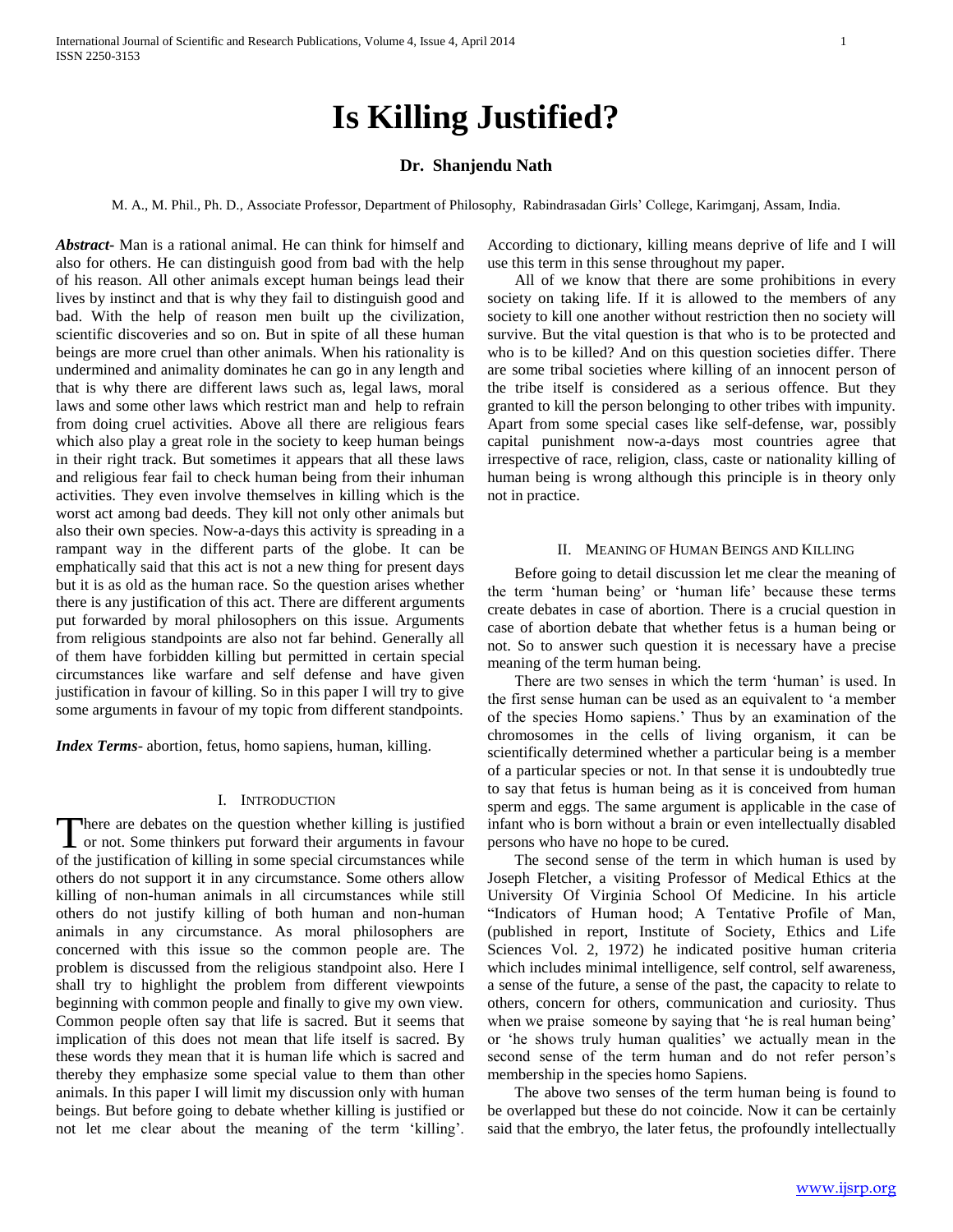# Is Killing Justified?

**Dr. Shanjendu Nath**

M. A., M. Phil., Ph. D., Associate Professor, Department of Philosophy, Rabindrasadan Girls' College, Karimganj, Assam, India.

***Abstract***- Man is a rational animal. He can think for himself and also for others. He can distinguish good from bad with the help of his reason. All other animals except human beings lead their lives by instinct and that is why they fail to distinguish good and bad. With the help of reason men built up the civilization, scientific discoveries and so on. But in spite of all these human beings are more cruel than other animals. When his rationality is undermined and animality dominates he can go in any length and that is why there are different laws such as, legal laws, moral laws and some other laws which restrict man and help to refrain from doing cruel activities. Above all there are religious fears which also play a great role in the society to keep human beings in their right track. But sometimes it appears that all these laws and religious fear fail to check human being from their inhuman activities. They even involve themselves in killing which is the worst act among bad deeds. They kill not only other animals but also their own species. Now-a-days this activity is spreading in a rampant way in the different parts of the globe. It can be emphatically said that this act is not a new thing for present days but it is as old as the human race. So the question arises whether there is any justification of this act. There are different arguments put forwarded by moral philosophers on this issue. Arguments from religious standpoints are also not far behind. Generally all of them have forbidden killing but permitted in certain special circumstances like warfare and self defense and have given justification in favour of killing. So in this paper I will try to give some arguments in favour of my topic from different standpoints.

***Index Terms***- abortion, fetus, homo sapiens, human, killing.

## I. Introduction

There are debates on the question whether killing is justified or not. Some thinkers put forward their arguments in favour of the justification of killing in some special circumstances while others do not support it in any circumstance. Some others allow killing of non-human animals in all circumstances while still others do not justify killing of both human and non-human animals in any circumstance. As moral philosophers are concerned with this issue so the common people are. The problem is discussed from the religious standpoint also. Here I shall try to highlight the problem from different viewpoints beginning with common people and finally to give my own view. Common people often say that life is sacred. But it seems that implication of this does not mean that life itself is sacred. By these words they mean that it is human life which is sacred and thereby they emphasize some special value to them than other animals. In this paper I will limit my discussion only with human beings. But before going to debate whether killing is justified or not let me clear about the meaning of the term 'killing'. According to dictionary, killing means deprive of life and I will use this term in this sense throughout my paper.

All of we know that there are some prohibitions in every society on taking life. If it is allowed to the members of any society to kill one another without restriction then no society will survive. But the vital question is that who is to be protected and who is to be killed? And on this question societies differ. There are some tribal societies where killing of an innocent person of the tribe itself is considered as a serious offence. But they granted to kill the person belonging to other tribes with impunity. Apart from some special cases like self-defense, war, possibly capital punishment now-a-days most countries agree that irrespective of race, religion, class, caste or nationality killing of human being is wrong although this principle is in theory only not in practice.

## II. Meaning of Human Beings and Killing

Before going to detail discussion let me clear the meaning of the term 'human being' or 'human life' because these terms create debates in case of abortion. There is a crucial question in case of abortion debate that whether fetus is a human being or not. So to answer such question it is necessary have a precise meaning of the term human being.

There are two senses in which the term 'human' is used. In the first sense human can be used as an equivalent to 'a member of the species Homo sapiens.' Thus by an examination of the chromosomes in the cells of living organism, it can be scientifically determined whether a particular being is a member of a particular species or not. In that sense it is undoubtedly true to say that fetus is human being as it is conceived from human sperm and eggs. The same argument is applicable in the case of infant who is born without a brain or even intellectually disabled persons who have no hope to be cured.

The second sense of the term in which human is used by Joseph Fletcher, a visiting Professor of Medical Ethics at the University Of Virginia School Of Medicine. In his article "Indicators of Human hood; A Tentative Profile of Man, (published in report, Institute of Society, Ethics and Life Sciences Vol. 2, 1972) he indicated positive human criteria which includes minimal intelligence, self control, self awareness, a sense of the future, a sense of the past, the capacity to relate to others, concern for others, communication and curiosity. Thus when we praise someone by saying that 'he is real human being' or 'he shows truly human qualities' we actually mean in the second sense of the term human and do not refer person's membership in the species homo Sapiens.

The above two senses of the term human being is found to be overlapped but these do not coincide. Now it can be certainly said that the embryo, the later fetus, the profoundly intellectually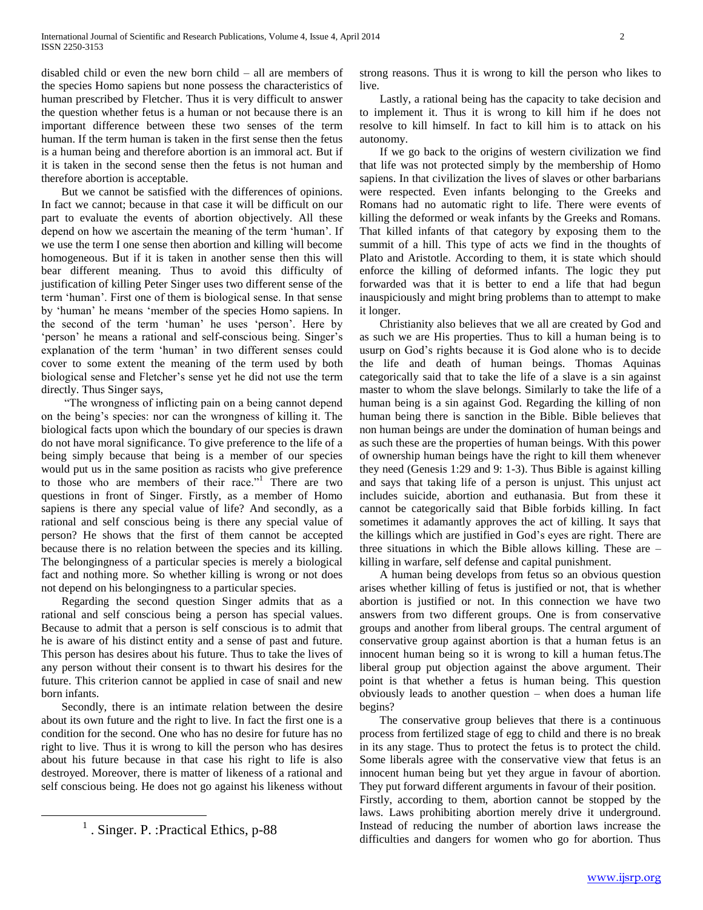disabled child or even the new born child – all are members of the species Homo sapiens but none possess the characteristics of human prescribed by Fletcher. Thus it is very difficult to answer the question whether fetus is a human or not because there is an important difference between these two senses of the term human. If the term human is taken in the first sense then the fetus is a human being and therefore abortion is an immoral act. But if it is taken in the second sense then the fetus is not human and therefore abortion is acceptable.

But we cannot be satisfied with the differences of opinions. In fact we cannot; because in that case it will be difficult on our part to evaluate the events of abortion objectively. All these depend on how we ascertain the meaning of the term 'human'. If we use the term I one sense then abortion and killing will become homogeneous. But if it is taken in another sense then this will bear different meaning. Thus to avoid this difficulty of justification of killing Peter Singer uses two different sense of the term 'human'. First one of them is biological sense. In that sense by 'human' he means 'member of the species Homo sapiens. In the second of the term 'human' he uses 'person'. Here by 'person' he means a rational and self-conscious being. Singer's explanation of the term 'human' in two different senses could cover to some extent the meaning of the term used by both biological sense and Fletcher's sense yet he did not use the term directly. Thus Singer says,

"The wrongness of inflicting pain on a being cannot depend on the being's species: nor can the wrongness of killing it. The biological facts upon which the boundary of our species is drawn do not have moral significance. To give preference to the life of a being simply because that being is a member of our species would put us in the same position as racists who give preference to those who are members of their race."[1] There are two questions in front of Singer. Firstly, as a member of Homo sapiens is there any special value of life? And secondly, as a rational and self conscious being is there any special value of person? He shows that the first of them cannot be accepted because there is no relation between the species and its killing. The belongingness of a particular species is merely a biological fact and nothing more. So whether killing is wrong or not does not depend on his belongingness to a particular species.

Regarding the second question Singer admits that as a rational and self conscious being a person has special values. Because to admit that a person is self conscious is to admit that he is aware of his distinct entity and a sense of past and future. This person has desires about his future. Thus to take the lives of any person without their consent is to thwart his desires for the future. This criterion cannot be applied in case of snail and new born infants.

Secondly, there is an intimate relation between the desire about its own future and the right to live. In fact the first one is a condition for the second. One who has no desire for future has no right to live. Thus it is wrong to kill the person who has desires about his future because in that case his right to life is also destroyed. Moreover, there is matter of likeness of a rational and self conscious being. He does not go against his likeness without strong reasons. Thus it is wrong to kill the person who likes to live.

Lastly, a rational being has the capacity to take decision and to implement it. Thus it is wrong to kill him if he does not resolve to kill himself. In fact to kill him is to attack on his autonomy.

If we go back to the origins of western civilization we find that life was not protected simply by the membership of Homo sapiens. In that civilization the lives of slaves or other barbarians were respected. Even infants belonging to the Greeks and Romans had no automatic right to life. There were events of killing the deformed or weak infants by the Greeks and Romans. That killed infants of that category by exposing them to the summit of a hill. This type of acts we find in the thoughts of Plato and Aristotle. According to them, it is state which should enforce the killing of deformed infants. The logic they put forwarded was that it is better to end a life that had begun inauspiciously and might bring problems than to attempt to make it longer.

Christianity also believes that we all are created by God and as such we are His properties. Thus to kill a human being is to usurp on God's rights because it is God alone who is to decide the life and death of human beings. Thomas Aquinas categorically said that to take the life of a slave is a sin against master to whom the slave belongs. Similarly to take the life of a human being is a sin against God. Regarding the killing of non human being there is sanction in the Bible. Bible believes that non human beings are under the domination of human beings and as such these are the properties of human beings. With this power of ownership human beings have the right to kill them whenever they need (Genesis 1:29 and 9: 1-3). Thus Bible is against killing and says that taking life of a person is unjust. This unjust act includes suicide, abortion and euthanasia. But from these it cannot be categorically said that Bible forbids killing. In fact sometimes it adamantly approves the act of killing. It says that the killings which are justified in God's eyes are right. There are three situations in which the Bible allows killing. These are – killing in warfare, self defense and capital punishment.

A human being develops from fetus so an obvious question arises whether killing of fetus is justified or not, that is whether abortion is justified or not. In this connection we have two answers from two different groups. One is from conservative groups and another from liberal groups. The central argument of conservative group against abortion is that a human fetus is an innocent human being so it is wrong to kill a human fetus.The liberal group put objection against the above argument. Their point is that whether a fetus is human being. This question obviously leads to another question – when does a human life begins?

The conservative group believes that there is a continuous process from fertilized stage of egg to child and there is no break in its any stage. Thus to protect the fetus is to protect the child. Some liberals agree with the conservative view that fetus is an innocent human being but yet they argue in favour of abortion. They put forward different arguments in favour of their position. Firstly, according to them, abortion cannot be stopped by the laws. Laws prohibiting abortion merely drive it underground. Instead of reducing the number of abortion laws increase the difficulties and dangers for women who go for abortion. Thus

---

[1] . Singer. P. :Practical Ethics, p-88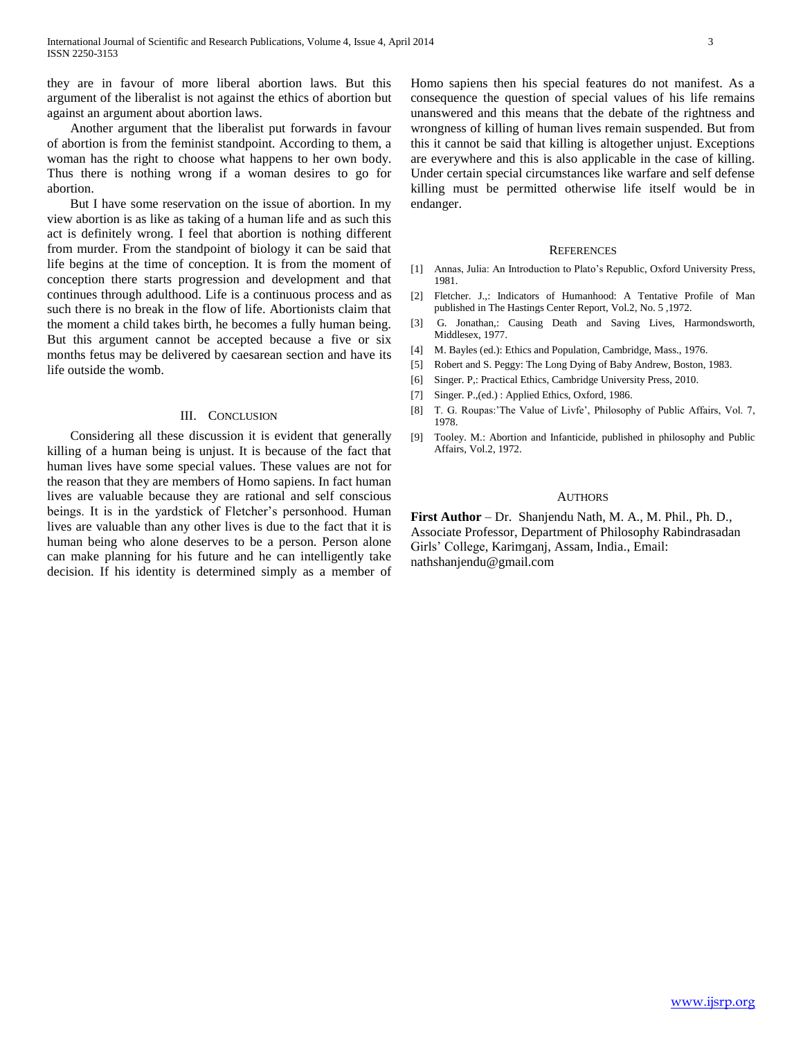they are in favour of more liberal abortion laws. But this argument of the liberalist is not against the ethics of abortion but against an argument about abortion laws.

Another argument that the liberalist put forwards in favour of abortion is from the feminist standpoint. According to them, a woman has the right to choose what happens to her own body. Thus there is nothing wrong if a woman desires to go for abortion.

But I have some reservation on the issue of abortion. In my view abortion is as like as taking of a human life and as such this act is definitely wrong. I feel that abortion is nothing different from murder. From the standpoint of biology it can be said that life begins at the time of conception. It is from the moment of conception there starts progression and development and that continues through adulthood. Life is a continuous process and as such there is no break in the flow of life. Abortionists claim that the moment a child takes birth, he becomes a fully human being. But this argument cannot be accepted because a five or six months fetus may be delivered by caesarean section and have its life outside the womb.

## III. Conclusion

Considering all these discussion it is evident that generally killing of a human being is unjust. It is because of the fact that human lives have some special values. These values are not for the reason that they are members of Homo sapiens. In fact human lives are valuable because they are rational and self conscious beings. It is in the yardstick of Fletcher's personhood. Human lives are valuable than any other lives is due to the fact that it is human being who alone deserves to be a person. Person alone can make planning for his future and he can intelligently take decision. If his identity is determined simply as a member of Homo sapiens then his special features do not manifest. As a consequence the question of special values of his life remains unanswered and this means that the debate of the rightness and wrongness of killing of human lives remain suspended. But from this it cannot be said that killing is altogether unjust. Exceptions are everywhere and this is also applicable in the case of killing. Under certain special circumstances like warfare and self defense killing must be permitted otherwise life itself would be in endanger.

## References

[1] Annas, Julia: An Introduction to Plato's Republic, Oxford University Press, 1981.

[2] Fletcher. J.,: Indicators of Humanhood: A Tentative Profile of Man published in The Hastings Center Report, Vol.2, No. 5 ,1972.

[3] G. Jonathan,: Causing Death and Saving Lives, Harmondsworth, Middlesex, 1977.

[4] M. Bayles (ed.): Ethics and Population, Cambridge, Mass., 1976.

[5] Robert and S. Peggy: The Long Dying of Baby Andrew, Boston, 1983.

[6] Singer. P,: Practical Ethics, Cambridge University Press, 2010.

[7] Singer. P.,(ed.) : Applied Ethics, Oxford, 1986.

[8] T. G. Roupas:'The Value of Livfe', Philosophy of Public Affairs, Vol. 7, 1978.

[9] Tooley. M.: Abortion and Infanticide, published in philosophy and Public Affairs, Vol.2, 1972.

## Authors

**First Author** – Dr. Shanjendu Nath, M. A., M. Phil., Ph. D., Associate Professor, Department of Philosophy Rabindrasadan Girls' College, Karimganj, Assam, India., Email: nathshanjendu@gmail.com